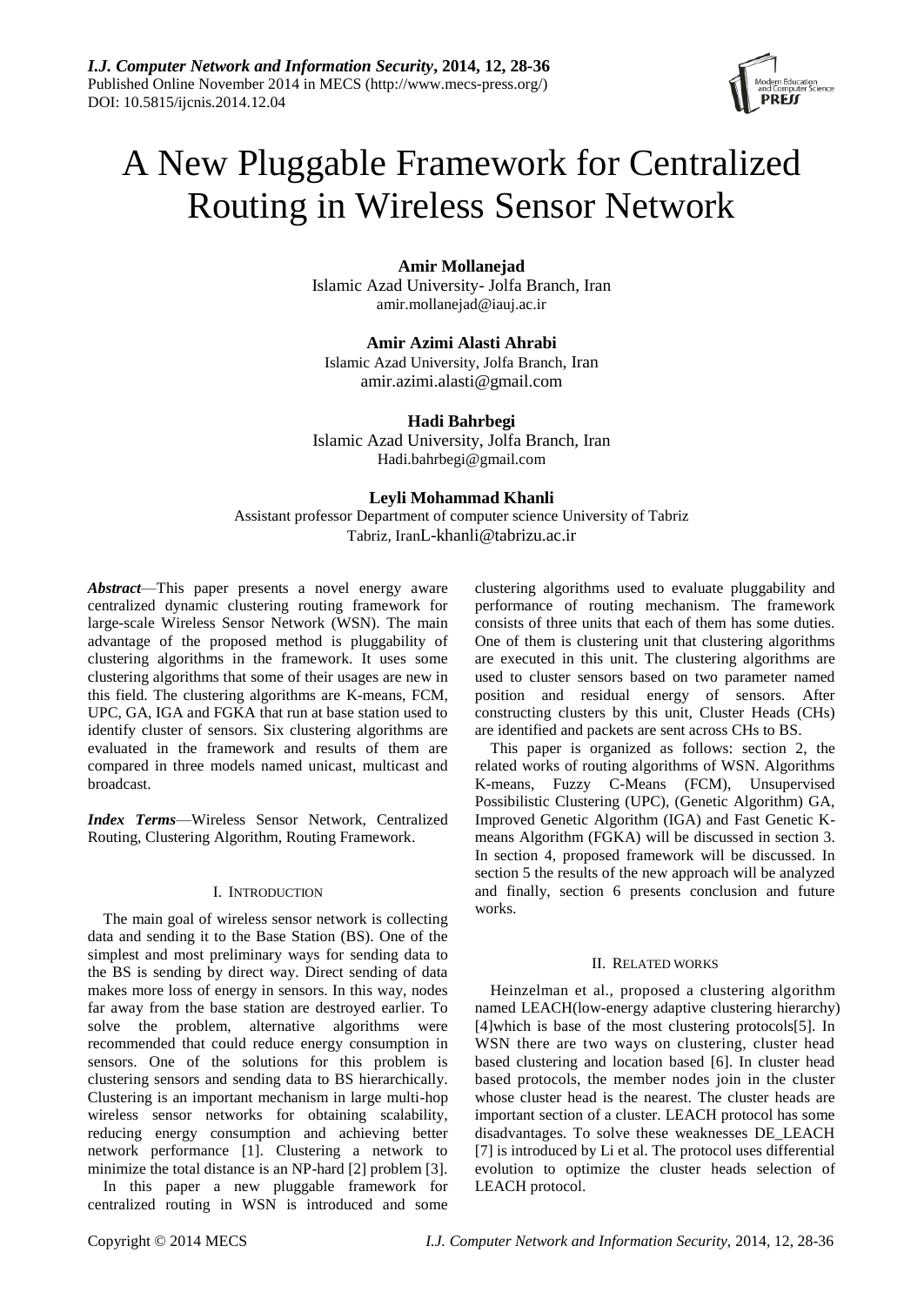# A New Pluggable Framework for Centralized Routing in Wireless Sensor Network

**Amir Mollanejad**
Islamic Azad University- Jolfa Branch, Iran
amir.mollanejad@iauj.ac.ir

**Amir Azimi Alasti Ahrabi**
Islamic Azad University, Jolfa Branch, Iran
amir.azimi.alasti@gmail.com

**Hadi Bahrbegi**
Islamic Azad University, Jolfa Branch, Iran
Hadi.bahrbegi@gmail.com

**Leyli Mohammad Khanli**
Assistant professor Department of computer science University of Tabriz
Tabriz, IranL-khanli@tabrizu.ac.ir

***Abstract***—This paper presents a novel energy aware centralized dynamic clustering routing framework for large-scale Wireless Sensor Network (WSN). The main advantage of the proposed method is pluggability of clustering algorithms in the framework. It uses some clustering algorithms that some of their usages are new in this field. The clustering algorithms are K-means, FCM, UPC, GA, IGA and FGKA that run at base station used to identify cluster of sensors. Six clustering algorithms are evaluated in the framework and results of them are compared in three models named unicast, multicast and broadcast.

***Index Terms***—Wireless Sensor Network, Centralized Routing, Clustering Algorithm, Routing Framework.

## I. INTRODUCTION

The main goal of wireless sensor network is collecting data and sending it to the Base Station (BS). One of the simplest and most preliminary ways for sending data to the BS is sending by direct way. Direct sending of data makes more loss of energy in sensors. In this way, nodes far away from the base station are destroyed earlier. To solve the problem, alternative algorithms were recommended that could reduce energy consumption in sensors. One of the solutions for this problem is clustering sensors and sending data to BS hierarchically. Clustering is an important mechanism in large multi-hop wireless sensor networks for obtaining scalability, reducing energy consumption and achieving better network performance [1]. Clustering a network to minimize the total distance is an NP-hard [2] problem [3].

In this paper a new pluggable framework for centralized routing in WSN is introduced and some clustering algorithms used to evaluate pluggability and performance of routing mechanism. The framework consists of three units that each of them has some duties. One of them is clustering unit that clustering algorithms are executed in this unit. The clustering algorithms are used to cluster sensors based on two parameter named position and residual energy of sensors. After constructing clusters by this unit, Cluster Heads (CHs) are identified and packets are sent across CHs to BS.

This paper is organized as follows: section 2, the related works of routing algorithms of WSN. Algorithms K-means, Fuzzy C-Means (FCM), Unsupervised Possibilistic Clustering (UPC), (Genetic Algorithm) GA, Improved Genetic Algorithm (IGA) and Fast Genetic K-means Algorithm (FGKA) will be discussed in section 3. In section 4, proposed framework will be discussed. In section 5 the results of the new approach will be analyzed and finally, section 6 presents conclusion and future works.

## II. RELATED WORKS

Heinzelman et al., proposed a clustering algorithm named LEACH(low-energy adaptive clustering hierarchy) [4]which is base of the most clustering protocols[5]. In WSN there are two ways on clustering, cluster head based clustering and location based [6]. In cluster head based protocols, the member nodes join in the cluster whose cluster head is the nearest. The cluster heads are important section of a cluster. LEACH protocol has some disadvantages. To solve these weaknesses DE_LEACH [7] is introduced by Li et al. The protocol uses differential evolution to optimize the cluster heads selection of LEACH protocol.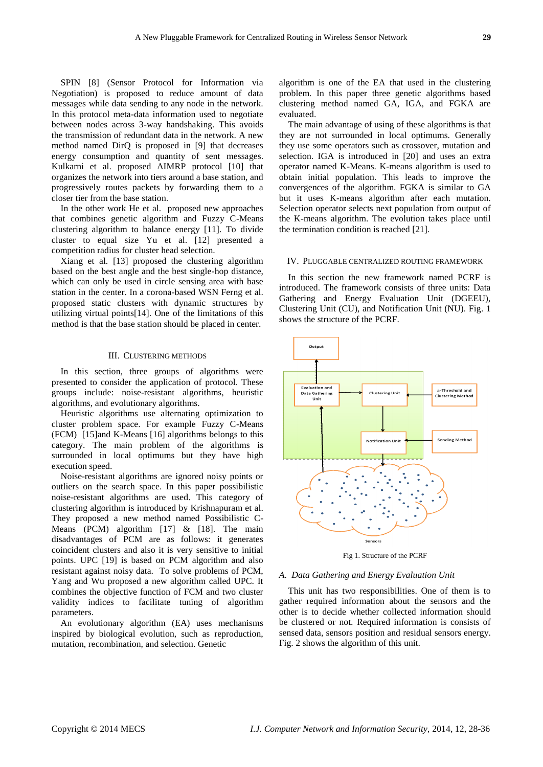SPIN [8] (Sensor Protocol for Information via Negotiation) is proposed to reduce amount of data messages while data sending to any node in the network. In this protocol meta-data information used to negotiate between nodes across 3-way handshaking. This avoids the transmission of redundant data in the network. A new method named DirQ is proposed in [9] that decreases energy consumption and quantity of sent messages. Kulkarni et al. proposed AIMRP protocol [10] that organizes the network into tiers around a base station, and progressively routes packets by forwarding them to a closer tier from the base station.

In the other work He et al. proposed new approaches that combines genetic algorithm and Fuzzy C-Means clustering algorithm to balance energy [11]. To divide cluster to equal size Yu et al. [12] presented a competition radius for cluster head selection.

Xiang et al. [13] proposed the clustering algorithm based on the best angle and the best single-hop distance, which can only be used in circle sensing area with base station in the center. In a corona-based WSN Ferng et al. proposed static clusters with dynamic structures by utilizing virtual points[14]. One of the limitations of this method is that the base station should be placed in center.

## III. Clustering Methods

In this section, three groups of algorithms were presented to consider the application of protocol. These groups include: noise-resistant algorithms, heuristic algorithms, and evolutionary algorithms.

Heuristic algorithms use alternating optimization to cluster problem space. For example Fuzzy C-Means (FCM) [15]and K-Means [16] algorithms belongs to this category. The main problem of the algorithms is surrounded in local optimums but they have high execution speed.

Noise-resistant algorithms are ignored noisy points or outliers on the search space. In this paper possibilistic noise-resistant algorithms are used. This category of clustering algorithm is introduced by Krishnapuram et al. They proposed a new method named Possibilistic C-Means (PCM) algorithm [17] & [18]. The main disadvantages of PCM are as follows: it generates coincident clusters and also it is very sensitive to initial points. UPC [19] is based on PCM algorithm and also resistant against noisy data. To solve problems of PCM, Yang and Wu proposed a new algorithm called UPC. It combines the objective function of FCM and two cluster validity indices to facilitate tuning of algorithm parameters.

An evolutionary algorithm (EA) uses mechanisms inspired by biological evolution, such as reproduction, mutation, recombination, and selection. Genetic algorithm is one of the EA that used in the clustering problem. In this paper three genetic algorithms based clustering method named GA, IGA, and FGKA are evaluated.

The main advantage of using of these algorithms is that they are not surrounded in local optimums. Generally they use some operators such as crossover, mutation and selection. IGA is introduced in [20] and uses an extra operator named K-Means. K-means algorithm is used to obtain initial population. This leads to improve the convergences of the algorithm. FGKA is similar to GA but it uses K-means algorithm after each mutation. Selection operator selects next population from output of the K-means algorithm. The evolution takes place until the termination condition is reached [21].

## IV. Pluggable Centralized Routing Framework

In this section the new framework named PCRF is introduced. The framework consists of three units: Data Gathering and Energy Evaluation Unit (DGEEU), Clustering Unit (CU), and Notification Unit (NU). Fig. 1 shows the structure of the PCRF.

Fig 1. Structure of the PCRF

### A. Data Gathering and Energy Evaluation Unit

This unit has two responsibilities. One of them is to gather required information about the sensors and the other is to decide whether collected information should be clustered or not. Required information is consists of sensed data, sensors position and residual sensors energy. Fig. 2 shows the algorithm of this unit.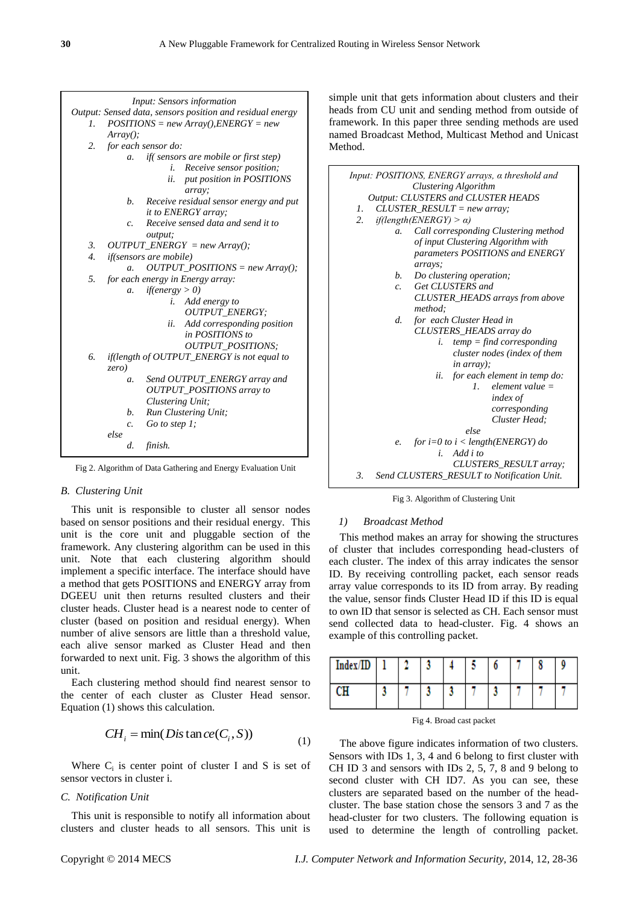```
Input: Sensors information
Output: Sensed data, sensors position and residual energy
1. POSITIONS = new Array(),ENERGY = new Array();
2. for each sensor do:
   a. if( sensors are mobile or first step)
      i. Receive sensor position;
      ii. put position in POSITIONS array;
   b. Receive residual sensor energy and put it to ENERGY array;
   c. Receive sensed data and send it to output;
3. OUTPUT_ENERGY = new Array();
4. if(sensors are mobile)
   a. OUTPUT_POSITIONS = new Array();
5. for each energy in Energy array:
   a. if(energy > 0)
      i. Add energy to OUTPUT_ENERGY;
      ii. Add corresponding position in POSITIONS to OUTPUT_POSITIONS;
6. if(length of OUTPUT_ENERGY is not equal to zero)
   a. Send OUTPUT_ENERGY array and OUTPUT_POSITIONS array to Clustering Unit;
   b. Run Clustering Unit;
   c. Go to step 1;
   else
   d. finish.
```

Fig 2. Algorithm of Data Gathering and Energy Evaluation Unit

### B. Clustering Unit

This unit is responsible to cluster all sensor nodes based on sensor positions and their residual energy. This unit is the core unit and pluggable section of the framework. Any clustering algorithm can be used in this unit. Note that each clustering algorithm should implement a specific interface. The interface should have a method that gets POSITIONS and ENERGY array from DGEEU unit then returns resulted clusters and their cluster heads. Cluster head is a nearest node to center of cluster (based on position and residual energy). When number of alive sensors are little than a threshold value, each alive sensor marked as Cluster Head and then forwarded to next unit. Fig. 3 shows the algorithm of this unit.

Each clustering method should find nearest sensor to the center of each cluster as Cluster Head sensor. Equation (1) shows this calculation.

$$CH_i = \min(Distance(C_i, S)) \tag{1}$$

Where $C_i$ is center point of cluster I and S is set of sensor vectors in cluster i.

### C. Notification Unit

This unit is responsible to notify all information about clusters and cluster heads to all sensors. This unit is simple unit that gets information about clusters and their heads from CU unit and sending method from outside of framework. In this paper three sending methods are used named Broadcast Method, Multicast Method and Unicast Method.

```
Input: POSITIONS, ENERGY arrays, α threshold and Clustering Algorithm
Output: CLUSTERS and CLUSTER HEADS
1. CLUSTER_RESULT = new array;
2. if(length(ENERGY) > α)
   a. Call corresponding Clustering method of input Clustering Algorithm with parameters POSITIONS and ENERGY arrays;
   b. Do clustering operation;
   c. Get CLUSTERS and CLUSTER_HEADS arrays from above method;
   d. for each Cluster Head in CLUSTERS_HEADS array do
      i. temp = find corresponding cluster nodes (index of them in array);
      ii. for each element in temp do:
         1. element value = index of corresponding Cluster Head;
   else
   e. for i=0 to i < length(ENERGY) do
      i. Add i to CLUSTERS_RESULT array;
3. Send CLUSTERS_RESULT to Notification Unit.
```

Fig 3. Algorithm of Clustering Unit

#### 1) Broadcast Method

This method makes an array for showing the structures of cluster that includes corresponding head-clusters of each cluster. The index of this array indicates the sensor ID. By receiving controlling packet, each sensor reads array value corresponds to its ID from array. By reading the value, sensor finds Cluster Head ID if this ID is equal to own ID that sensor is selected as CH. Each sensor must send collected data to head-cluster. Fig. 4 shows an example of this controlling packet.

| Index/ID | 1 | 2 | 3 | 4 | 5 | 6 | 7 | 8 | 9 |
|---|---|---|---|---|---|---|---|---|---|
| CH | 3 | 7 | 3 | 3 | 7 | 3 | 7 | 7 | 7 |

Fig 4. Broad cast packet

The above figure indicates information of two clusters. Sensors with IDs 1, 3, 4 and 6 belong to first cluster with CH ID 3 and sensors with IDs 2, 5, 7, 8 and 9 belong to second cluster with CH ID7. As you can see, these clusters are separated based on the number of the head-cluster. The base station chose the sensors 3 and 7 as the head-cluster for two clusters. The following equation is used to determine the length of controlling packet.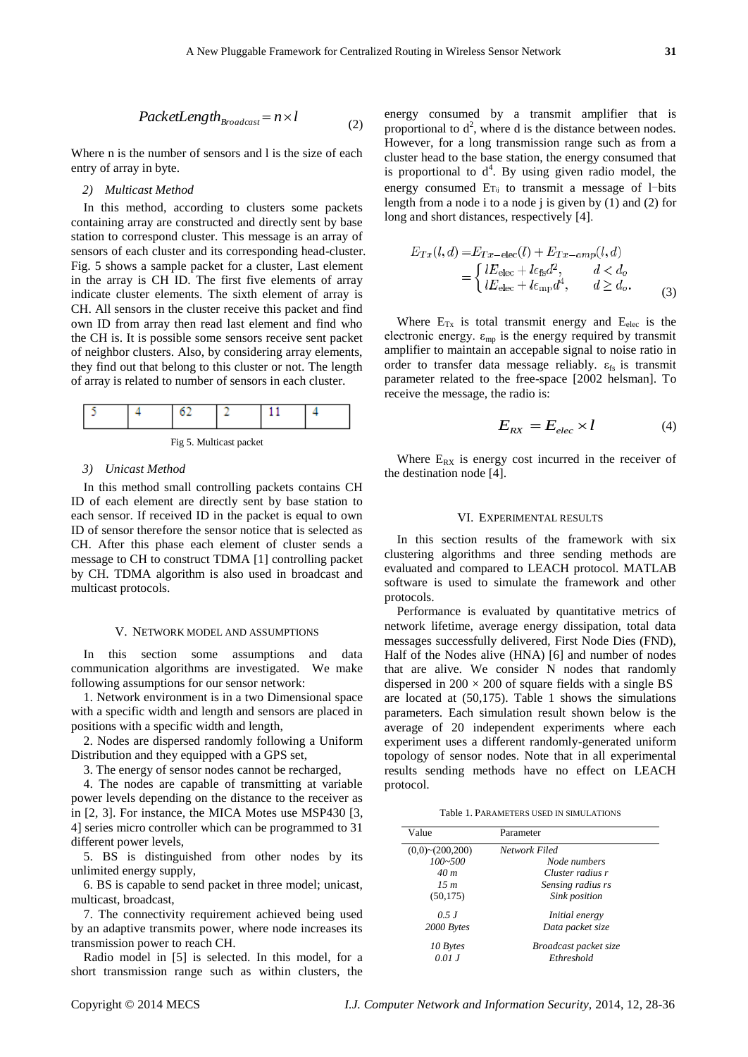$$PacketLength_{Broadcast} = n \times l \tag{2}$$

Where n is the number of sensors and l is the size of each entry of array in byte.

*2) Multicast Method*

In this method, according to clusters some packets containing array are constructed and directly sent by base station to correspond cluster. This message is an array of sensors of each cluster and its corresponding head-cluster. Fig. 5 shows a sample packet for a cluster, Last element in the array is CH ID. The first five elements of array indicate cluster elements. The sixth element of array is CH. All sensors in the cluster receive this packet and find own ID from array then read last element and find who the CH is. It is possible some sensors receive sent packet of neighbor clusters. Also, by considering array elements, they find out that belong to this cluster or not. The length of array is related to number of sensors in each cluster.

| 5 | 4 | 62 | 2 | 11 | 4 |
|---|---|---|---|---|---|

Fig 5. Multicast packet

*3) Unicast Method*

In this method small controlling packets contains CH ID of each element are directly sent by base station to each sensor. If received ID in the packet is equal to own ID of sensor therefore the sensor notice that is selected as CH. After this phase each element of cluster sends a message to CH to construct TDMA [1] controlling packet by CH. TDMA algorithm is also used in broadcast and multicast protocols.

## V. Network Model and Assumptions

In this section some assumptions and data communication algorithms are investigated. We make following assumptions for our sensor network:

1. Network environment is in a two Dimensional space with a specific width and length and sensors are placed in positions with a specific width and length,

2. Nodes are dispersed randomly following a Uniform Distribution and they equipped with a GPS set,

3. The energy of sensor nodes cannot be recharged,

4. The nodes are capable of transmitting at variable power levels depending on the distance to the receiver as in [2, 3]. For instance, the MICA Motes use MSP430 [3, 4] series micro controller which can be programmed to 31 different power levels,

5. BS is distinguished from other nodes by its unlimited energy supply,

6. BS is capable to send packet in three model; unicast, multicast, broadcast,

7. The connectivity requirement achieved being used by an adaptive transmits power, where node increases its transmission power to reach CH.

Radio model in [5] is selected. In this model, for a short transmission range such as within clusters, the energy consumed by a transmit amplifier that is proportional to $d^2$, where d is the distance between nodes. However, for a long transmission range such as from a cluster head to the base station, the energy consumed that is proportional to $d^4$. By using given radio model, the energy consumed $E_{Tij}$ to transmit a message of l–bits length from a node i to a node j is given by (1) and (2) for long and short distances, respectively [4].

$$E_{Tx}(l,d) = E_{Tx-\text{elec}}(l) + E_{Tx-amp}(l,d) = \begin{cases} lE_{\text{elec}} + l\epsilon_{\text{fs}}d^2, & d < d_o \\ lE_{\text{elec}} + l\epsilon_{\text{mp}}d^4, & d \geq d_o. \end{cases} \tag{3}$$

Where $E_{Tx}$ is total transmit energy and $E_{elec}$ is the electronic energy. $\varepsilon_{mp}$ is the energy required by transmit amplifier to maintain an accepable signal to noise ratio in order to transfer data message reliably. $\varepsilon_{fs}$ is transmit parameter related to the free-space [2002 helsman]. To receive the message, the radio is:

$$E_{RX} = E_{elec} \times l \tag{4}$$

Where $E_{RX}$ is energy cost incurred in the receiver of the destination node [4].

## VI. Experimental Results

In this section results of the framework with six clustering algorithms and three sending methods are evaluated and compared to LEACH protocol. MATLAB software is used to simulate the framework and other protocols.

Performance is evaluated by quantitative metrics of network lifetime, average energy dissipation, total data messages successfully delivered, First Node Dies (FND), Half of the Nodes alive (HNA) [6] and number of nodes that are alive. We consider N nodes that randomly dispersed in $200 \times 200$ of square fields with a single BS are located at (50,175). Table 1 shows the simulations parameters. Each simulation result shown below is the average of 20 independent experiments where each experiment uses a different randomly-generated uniform topology of sensor nodes. Note that in all experimental results sending methods have no effect on LEACH protocol.

Table 1. Parameters used in simulations

| Value | Parameter |
|---|---|
| (0,0)~(200,200) | *Network Filed* |
| *100~500* | *Node numbers* |
| *40 m* | *Cluster radius r* |
| *15 m* | *Sensing radius rs* |
| (50,175) | *Sink position* |
| *0.5 J* | *Initial energy* |
| *2000 Bytes* | *Data packet size* |
| *10 Bytes* | *Broadcast packet size* |
| *0.01 J* | *Ethreshold* |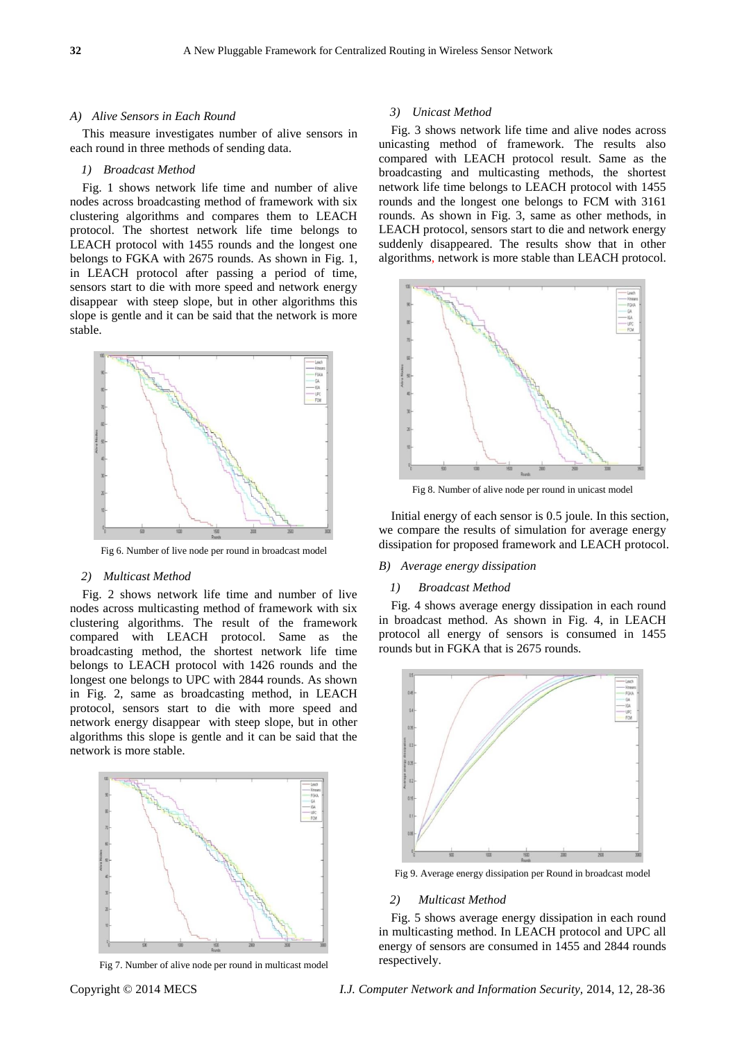### A) Alive Sensors in Each Round

This measure investigates number of alive sensors in each round in three methods of sending data.

#### 1) Broadcast Method

Fig. 1 shows network life time and number of alive nodes across broadcasting method of framework with six clustering algorithms and compares them to LEACH protocol. The shortest network life time belongs to LEACH protocol with 1455 rounds and the longest one belongs to FGKA with 2675 rounds. As shown in Fig. 1, in LEACH protocol after passing a period of time, sensors start to die with more speed and network energy disappear with steep slope, but in other algorithms this slope is gentle and it can be said that the network is more stable.

Fig 6. Number of live node per round in broadcast model

#### 2) Multicast Method

Fig. 2 shows network life time and number of live nodes across multicasting method of framework with six clustering algorithms. The result of the framework compared with LEACH protocol. Same as the broadcasting method, the shortest network life time belongs to LEACH protocol with 1426 rounds and the longest one belongs to UPC with 2844 rounds. As shown in Fig. 2, same as broadcasting method, in LEACH protocol, sensors start to die with more speed and network energy disappear with steep slope, but in other algorithms this slope is gentle and it can be said that the network is more stable.

Fig 7. Number of alive node per round in multicast model

#### 3) Unicast Method

Fig. 3 shows network life time and alive nodes across unicasting method of framework. The results also compared with LEACH protocol result. Same as the broadcasting and multicasting methods, the shortest network life time belongs to LEACH protocol with 1455 rounds and the longest one belongs to FCM with 3161 rounds. As shown in Fig. 3, same as other methods, in LEACH protocol, sensors start to die and network energy suddenly disappeared. The results show that in other algorithms, network is more stable than LEACH protocol.

Fig 8. Number of alive node per round in unicast model

Initial energy of each sensor is 0.5 joule. In this section, we compare the results of simulation for average energy dissipation for proposed framework and LEACH protocol.

### B) Average energy dissipation

#### 1) Broadcast Method

Fig. 4 shows average energy dissipation in each round in broadcast method. As shown in Fig. 4, in LEACH protocol all energy of sensors is consumed in 1455 rounds but in FGKA that is 2675 rounds.

Fig 9. Average energy dissipation per Round in broadcast model

#### 2) Multicast Method

Fig. 5 shows average energy dissipation in each round in multicasting method. In LEACH protocol and UPC all energy of sensors are consumed in 1455 and 2844 rounds respectively.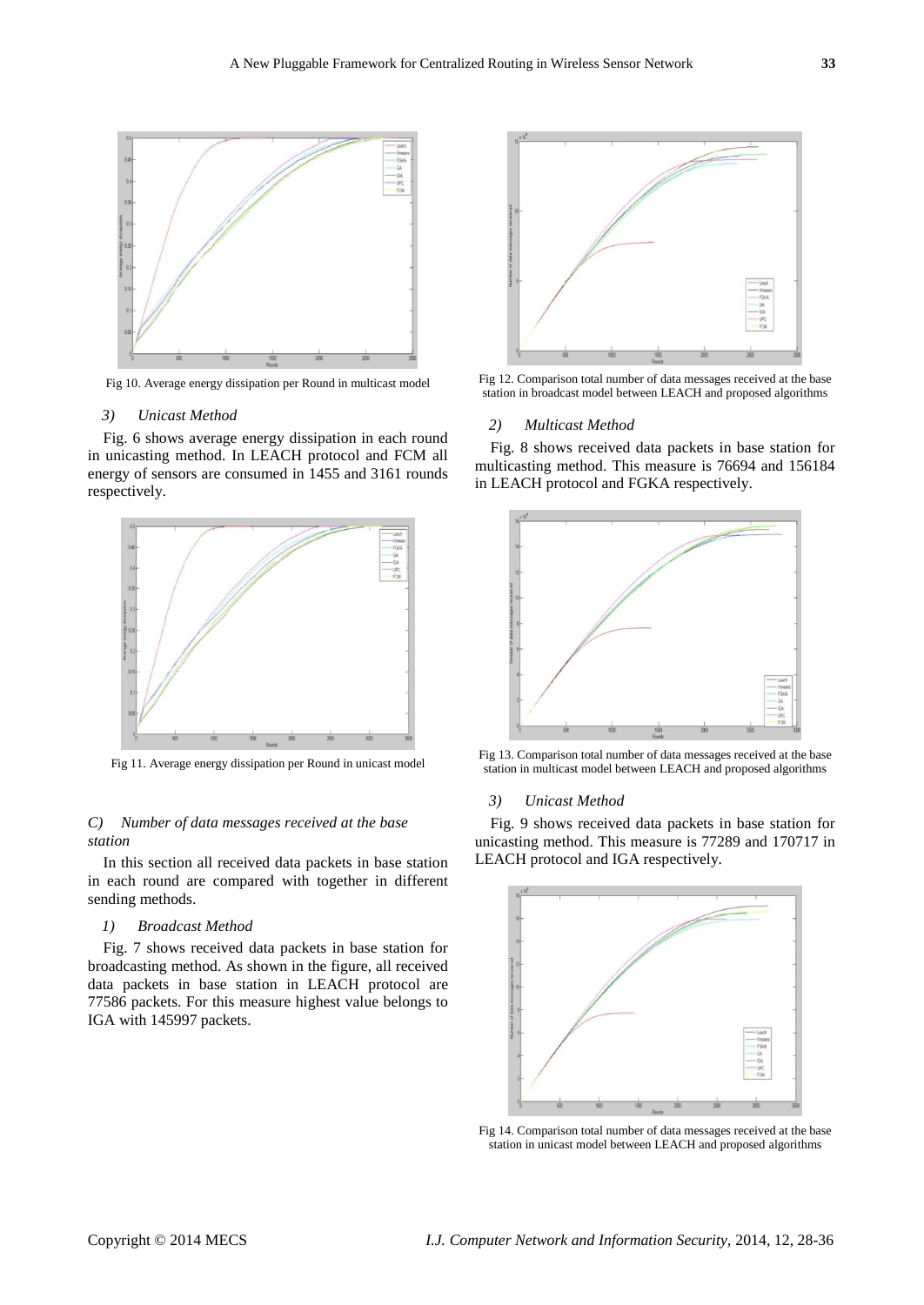Fig 10. Average energy dissipation per Round in multicast model

*3) Unicast Method*

Fig. 6 shows average energy dissipation in each round in unicasting method. In LEACH protocol and FCM all energy of sensors are consumed in 1455 and 3161 rounds respectively.

Fig 11. Average energy dissipation per Round in unicast model

### *C) Number of data messages received at the base station*

In this section all received data packets in base station in each round are compared with together in different sending methods.

*1) Broadcast Method*

Fig. 7 shows received data packets in base station for broadcasting method. As shown in the figure, all received data packets in base station in LEACH protocol are 77586 packets. For this measure highest value belongs to IGA with 145997 packets.

Fig 12. Comparison total number of data messages received at the base station in broadcast model between LEACH and proposed algorithms

*2) Multicast Method*

Fig. 8 shows received data packets in base station for multicasting method. This measure is 76694 and 156184 in LEACH protocol and FGKA respectively.

Fig 13. Comparison total number of data messages received at the base station in multicast model between LEACH and proposed algorithms

*3) Unicast Method*

Fig. 9 shows received data packets in base station for unicasting method. This measure is 77289 and 170717 in LEACH protocol and IGA respectively.

Fig 14. Comparison total number of data messages received at the base station in unicast model between LEACH and proposed algorithms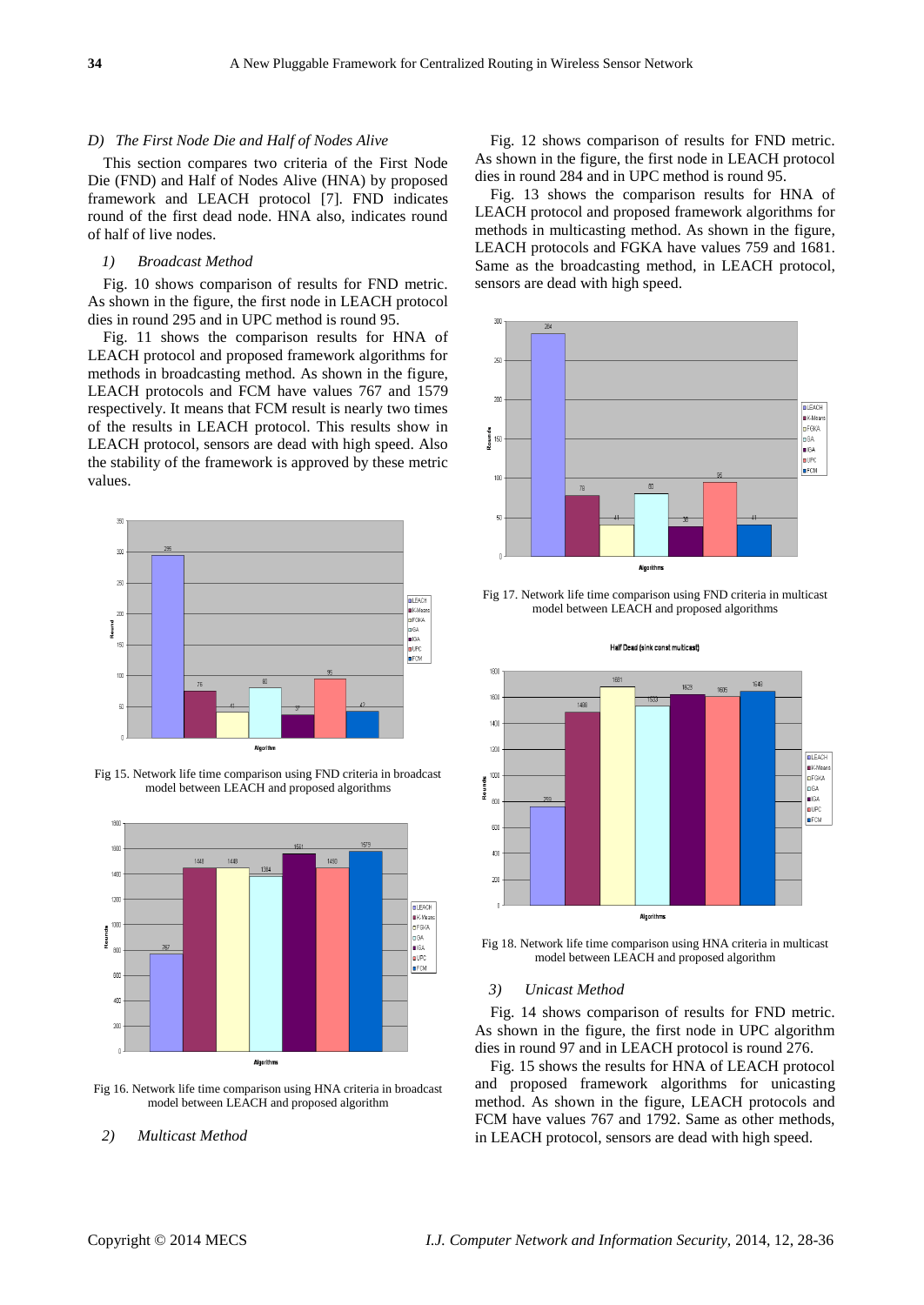### D) The First Node Die and Half of Nodes Alive

This section compares two criteria of the First Node Die (FND) and Half of Nodes Alive (HNA) by proposed framework and LEACH protocol [7]. FND indicates round of the first dead node. HNA also, indicates round of half of live nodes.

#### 1) Broadcast Method

Fig. 10 shows comparison of results for FND metric. As shown in the figure, the first node in LEACH protocol dies in round 295 and in UPC method is round 95.

Fig. 11 shows the comparison results for HNA of LEACH protocol and proposed framework algorithms for methods in broadcasting method. As shown in the figure, LEACH protocols and FCM have values 767 and 1579 respectively. It means that FCM result is nearly two times of the results in LEACH protocol. This results show in LEACH protocol, sensors are dead with high speed. Also the stability of the framework is approved by these metric values.

Fig 15. Network life time comparison using FND criteria in broadcast model between LEACH and proposed algorithms

Fig 16. Network life time comparison using HNA criteria in broadcast model between LEACH and proposed algorithm

#### 2) Multicast Method

Fig. 12 shows comparison of results for FND metric. As shown in the figure, the first node in LEACH protocol dies in round 284 and in UPC method is round 95.

Fig. 13 shows the comparison results for HNA of LEACH protocol and proposed framework algorithms for methods in multicasting method. As shown in the figure, LEACH protocols and FGKA have values 759 and 1681. Same as the broadcasting method, in LEACH protocol, sensors are dead with high speed.

Fig 17. Network life time comparison using FND criteria in multicast model between LEACH and proposed algorithms

Fig 18. Network life time comparison using HNA criteria in multicast model between LEACH and proposed algorithm

#### 3) Unicast Method

Fig. 14 shows comparison of results for FND metric. As shown in the figure, the first node in UPC algorithm dies in round 97 and in LEACH protocol is round 276.

Fig. 15 shows the results for HNA of LEACH protocol and proposed framework algorithms for unicasting method. As shown in the figure, LEACH protocols and FCM have values 767 and 1792. Same as other methods, in LEACH protocol, sensors are dead with high speed.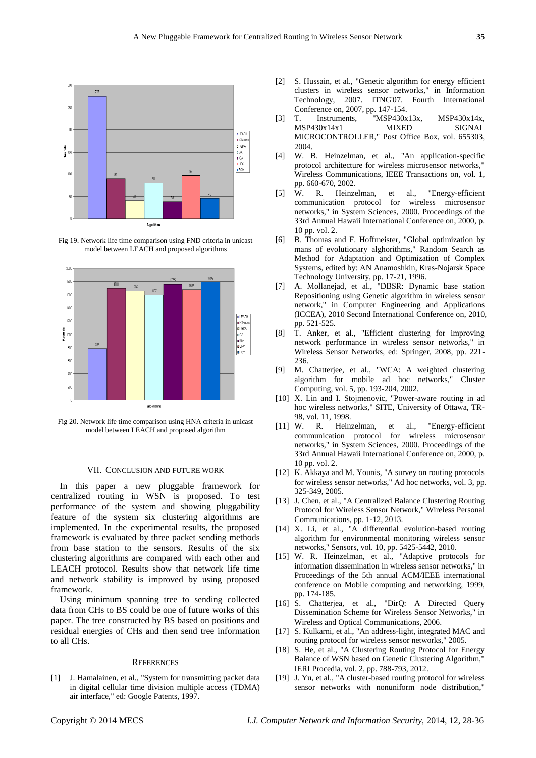Fig 19. Network life time comparison using FND criteria in unicast model between LEACH and proposed algorithms

Fig 20. Network life time comparison using HNA criteria in unicast model between LEACH and proposed algorithm

## VII. Conclusion and Future Work

In this paper a new pluggable framework for centralized routing in WSN is proposed. To test performance of the system and showing pluggability feature of the system six clustering algorithms are implemented. In the experimental results, the proposed framework is evaluated by three packet sending methods from base station to the sensors. Results of the six clustering algorithms are compared with each other and LEACH protocol. Results show that network life time and network stability is improved by using proposed framework.

Using minimum spanning tree to sending collected data from CHs to BS could be one of future works of this paper. The tree constructed by BS based on positions and residual energies of CHs and then send tree information to all CHs.

## References

[1] J. Hamalainen, et al., "System for transmitting packet data in digital cellular time division multiple access (TDMA) air interface," ed: Google Patents, 1997.

[2] S. Hussain, et al., "Genetic algorithm for energy efficient clusters in wireless sensor networks," in Information Technology, 2007. ITNG'07. Fourth International Conference on, 2007, pp. 147-154.

[3] T. Instruments, "MSP430x13x, MSP430x14x, MSP430x14x1 MIXED SIGNAL MICROCONTROLLER," Post Office Box, vol. 655303, 2004.

[4] W. B. Heinzelman, et al., "An application-specific protocol architecture for wireless microsensor networks," Wireless Communications, IEEE Transactions on, vol. 1, pp. 660-670, 2002.

[5] W. R. Heinzelman, et al., "Energy-efficient communication protocol for wireless microsensor networks," in System Sciences, 2000. Proceedings of the 33rd Annual Hawaii International Conference on, 2000, p. 10 pp. vol. 2.

[6] B. Thomas and F. Hoffmeister, "Global optimization by mans of evolutionary alghorithms," Random Search as Method for Adaptation and Optimization of Complex Systems, edited by: AN Anamoshkin, Kras-Nojarsk Space Technology University, pp. 17-21, 1996.

[7] A. Mollanejad, et al., "DBSR: Dynamic base station Repositioning using Genetic algorithm in wireless sensor network," in Computer Engineering and Applications (ICCEA), 2010 Second International Conference on, 2010, pp. 521-525.

[8] T. Anker, et al., "Efficient clustering for improving network performance in wireless sensor networks," in Wireless Sensor Networks, ed: Springer, 2008, pp. 221-236.

[9] M. Chatterjee, et al., "WCA: A weighted clustering algorithm for mobile ad hoc networks," Cluster Computing, vol. 5, pp. 193-204, 2002.

[10] X. Lin and I. Stojmenovic, "Power-aware routing in ad hoc wireless networks," SITE, University of Ottawa, TR-98, vol. 11, 1998.

[11] W. R. Heinzelman, et al., "Energy-efficient communication protocol for wireless microsensor networks," in System Sciences, 2000. Proceedings of the 33rd Annual Hawaii International Conference on, 2000, p. 10 pp. vol. 2.

[12] K. Akkaya and M. Younis, "A survey on routing protocols for wireless sensor networks," Ad hoc networks, vol. 3, pp. 325-349, 2005.

[13] J. Chen, et al., "A Centralized Balance Clustering Routing Protocol for Wireless Sensor Network," Wireless Personal Communications, pp. 1-12, 2013.

[14] X. Li, et al., "A differential evolution-based routing algorithm for environmental monitoring wireless sensor networks," Sensors, vol. 10, pp. 5425-5442, 2010.

[15] W. R. Heinzelman, et al., "Adaptive protocols for information dissemination in wireless sensor networks," in Proceedings of the 5th annual ACM/IEEE international conference on Mobile computing and networking, 1999, pp. 174-185.

[16] S. Chatterjea, et al., "DirQ: A Directed Query Dissemination Scheme for Wireless Sensor Networks," in Wireless and Optical Communications, 2006.

[17] S. Kulkarni, et al., "An address-light, integrated MAC and routing protocol for wireless sensor networks," 2005.

[18] S. He, et al., "A Clustering Routing Protocol for Energy Balance of WSN based on Genetic Clustering Algorithm," IERI Procedia, vol. 2, pp. 788-793, 2012.

[19] J. Yu, et al., "A cluster-based routing protocol for wireless sensor networks with nonuniform node distribution,"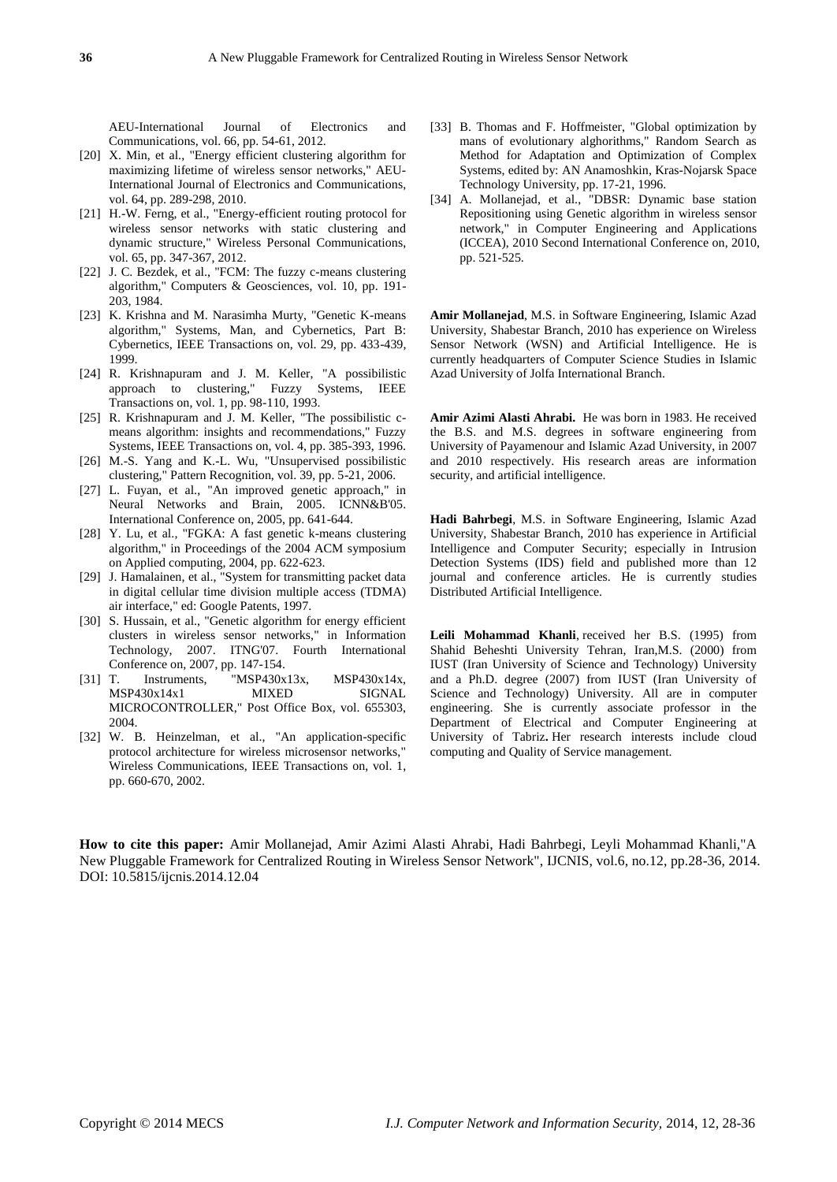AEU-International Journal of Electronics and Communications, vol. 66, pp. 54-61, 2012.

[20] X. Min, et al., "Energy efficient clustering algorithm for maximizing lifetime of wireless sensor networks," AEU-International Journal of Electronics and Communications, vol. 64, pp. 289-298, 2010.

[21] H.-W. Ferng, et al., "Energy-efficient routing protocol for wireless sensor networks with static clustering and dynamic structure," Wireless Personal Communications, vol. 65, pp. 347-367, 2012.

[22] J. C. Bezdek, et al., "FCM: The fuzzy c-means clustering algorithm," Computers & Geosciences, vol. 10, pp. 191-203, 1984.

[23] K. Krishna and M. Narasimha Murty, "Genetic K-means algorithm," Systems, Man, and Cybernetics, Part B: Cybernetics, IEEE Transactions on, vol. 29, pp. 433-439, 1999.

[24] R. Krishnapuram and J. M. Keller, "A possibilistic approach to clustering," Fuzzy Systems, IEEE Transactions on, vol. 1, pp. 98-110, 1993.

[25] R. Krishnapuram and J. M. Keller, "The possibilistic c-means algorithm: insights and recommendations," Fuzzy Systems, IEEE Transactions on, vol. 4, pp. 385-393, 1996.

[26] M.-S. Yang and K.-L. Wu, "Unsupervised possibilistic clustering," Pattern Recognition, vol. 39, pp. 5-21, 2006.

[27] L. Fuyan, et al., "An improved genetic approach," in Neural Networks and Brain, 2005. ICNN&B'05. International Conference on, 2005, pp. 641-644.

[28] Y. Lu, et al., "FGKA: A fast genetic k-means clustering algorithm," in Proceedings of the 2004 ACM symposium on Applied computing, 2004, pp. 622-623.

[29] J. Hamalainen, et al., "System for transmitting packet data in digital cellular time division multiple access (TDMA) air interface," ed: Google Patents, 1997.

[30] S. Hussain, et al., "Genetic algorithm for energy efficient clusters in wireless sensor networks," in Information Technology, 2007. ITNG'07. Fourth International Conference on, 2007, pp. 147-154.

[31] T. Instruments, "MSP430x13x, MSP430x14x, MSP430x14x1 MIXED SIGNAL MICROCONTROLLER," Post Office Box, vol. 655303, 2004.

[32] W. B. Heinzelman, et al., "An application-specific protocol architecture for wireless microsensor networks," Wireless Communications, IEEE Transactions on, vol. 1, pp. 660-670, 2002.

[33] B. Thomas and F. Hoffmeister, "Global optimization by mans of evolutionary alghorithms," Random Search as Method for Adaptation and Optimization of Complex Systems, edited by: AN Anamoshkin, Kras-Nojarsk Space Technology University, pp. 17-21, 1996.

[34] A. Mollanejad, et al., "DBSR: Dynamic base station Repositioning using Genetic algorithm in wireless sensor network," in Computer Engineering and Applications (ICCEA), 2010 Second International Conference on, 2010, pp. 521-525.

**Amir Mollanejad**, M.S. in Software Engineering, Islamic Azad University, Shabestar Branch, 2010 has experience on Wireless Sensor Network (WSN) and Artificial Intelligence. He is currently headquarters of Computer Science Studies in Islamic Azad University of Jolfa International Branch.

**Amir Azimi Alasti Ahrabi.** He was born in 1983. He received the B.S. and M.S. degrees in software engineering from University of Payamenour and Islamic Azad University, in 2007 and 2010 respectively. His research areas are information security, and artificial intelligence.

**Hadi Bahrbegi**, M.S. in Software Engineering, Islamic Azad University, Shabestar Branch, 2010 has experience in Artificial Intelligence and Computer Security; especially in Intrusion Detection Systems (IDS) field and published more than 12 journal and conference articles. He is currently studies Distributed Artificial Intelligence.

**Leili Mohammad Khanli**, received her B.S. (1995) from Shahid Beheshti University Tehran, Iran,M.S. (2000) from IUST (Iran University of Science and Technology) University and a Ph.D. degree (2007) from IUST (Iran University of Science and Technology) University. All are in computer engineering. She is currently associate professor in the Department of Electrical and Computer Engineering at University of Tabriz. Her research interests include cloud computing and Quality of Service management.

**How to cite this paper:** Amir Mollanejad, Amir Azimi Alasti Ahrabi, Hadi Bahrbegi, Leyli Mohammad Khanli,"A New Pluggable Framework for Centralized Routing in Wireless Sensor Network", IJCNIS, vol.6, no.12, pp.28-36, 2014. DOI: 10.5815/ijcnis.2014.12.04